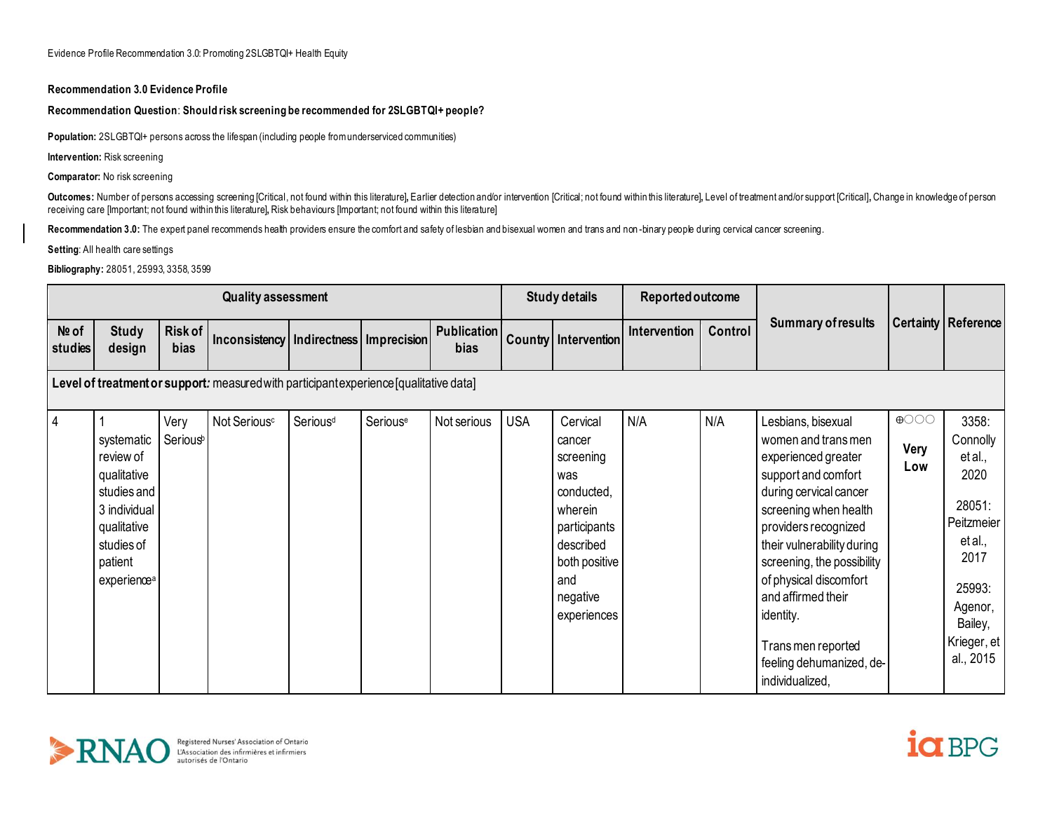**Recommendation 3.0 Evidence Profile**

**Recommendation Question**: **Should risk screening be recommended for 2SLGBTQI+ people?**

**Population:** 2SLGBTQI+ persons across the lifespan (including people from underserviced communities)

**Intervention:** Risk screening

**Comparator:** No risk screening

**Outcomes:** Number of persons accessing screening [Critical, not found within this literature], Earlier detection and/or intervention [Critical; not found within this literature], Level of treatment and/or support [Critical], Change in knowledge of person receiving care [Important; not found within this literature], Risk behaviours [Important; not found within this literature]

**Recommendation 3.0:** The expert panel recommends health providers ensure the comfort and safety of lesbian and bisexual women and trans and non-binary people during cervical cancer screening.

**Setting**: All health care settings

**Bibliography:** 28051, 25993, 3358, 3599

| Quality assessment | | | | | | | Study details | | Reported outcome | | Summary of results | Certainty | Reference |
|---|---|---|---|---|---|---|---|---|---|---|---|---|---|
| № of studies | Study design | Risk of bias | Inconsistency | Indirectness | Imprecision | Publication bias | Country | Intervention | Intervention | Control | | | |
| **Level of treatment or support***:* measured with participant experience [qualitative data] | | | | | | | | | | | | | |
| 4 | 1 systematic review of qualitative studies and 3 individual qualitative studies of patient experience[a] | Very Serious[b] | Not Serious[c] | Serious[d] | Serious[e] | Not serious | USA | Cervical cancer screening was conducted, wherein participants described both positive and negative experiences | N/A | N/A | Lesbians, bisexual women and trans men experienced greater support and comfort during cervical cancer screening when health providers recognized their vulnerability during screening, the possibility of physical discomfort and affirmed their identity.<br><br>Trans men reported feeling dehumanized, de-individualized, | ⊕◯◯◯ **Very Low** | 3358: Connolly et al., 2020<br><br>28051: Peitzmeier et al., 2017<br><br>25993: Agenor, Bailey, Krieger, et al., 2015 |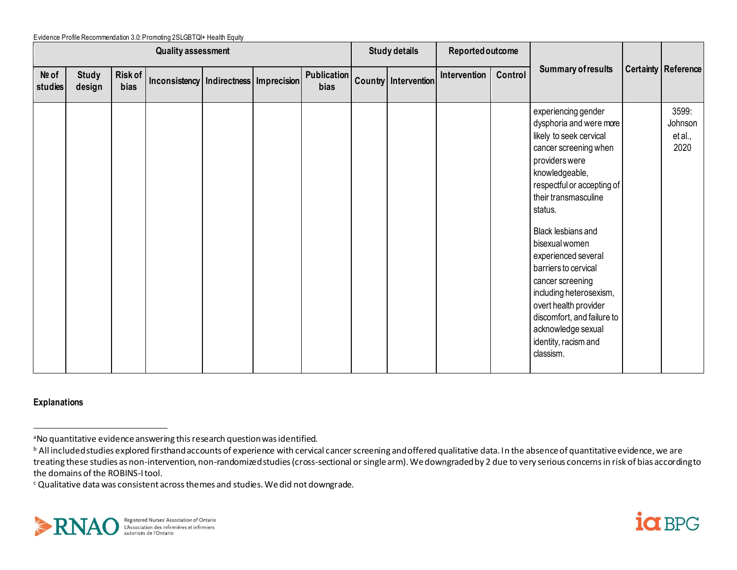Evidence Profile Recommendation 3.0: Promoting 2SLGBTQI+ Health Equity

| Quality assessment | | | | | | | Study details | | Reported outcome | | Summary of results | Certainty | Reference |
|---|---|---|---|---|---|---|---|---|---|---|---|---|---|
| № of studies | Study design | Risk of bias | Inconsistency | Indirectness | Imprecision | Publication bias | Country | Intervention | Intervention | Control | | | |
| | | | | | | | | | | | experiencing gender dysphoria and were more likely to seek cervical cancer screening when providers were knowledgeable, respectful or accepting of their transmasculine status.<br><br>Black lesbians and bisexual women experienced several barriers to cervical cancer screening including heterosexism, overt health provider discomfort, and failure to acknowledge sexual identity, racism and classism. | | 3599: Johnson et al., 2020 |

**Explanations**

[a] No quantitative evidence answering this research question was identified.

[b] All included studies explored firsthand accounts of experience with cervical cancer screening and offered qualitative data. In the absence of quantitative evidence, we are treating these studies as non-intervention, non-randomized studies (cross-sectional or single arm). We downgraded by 2 due to very serious concerns in risk of bias according to the domains of the ROBINS-I tool.

[c] Qualitative data was consistent across themes and studies. We did not downgrade.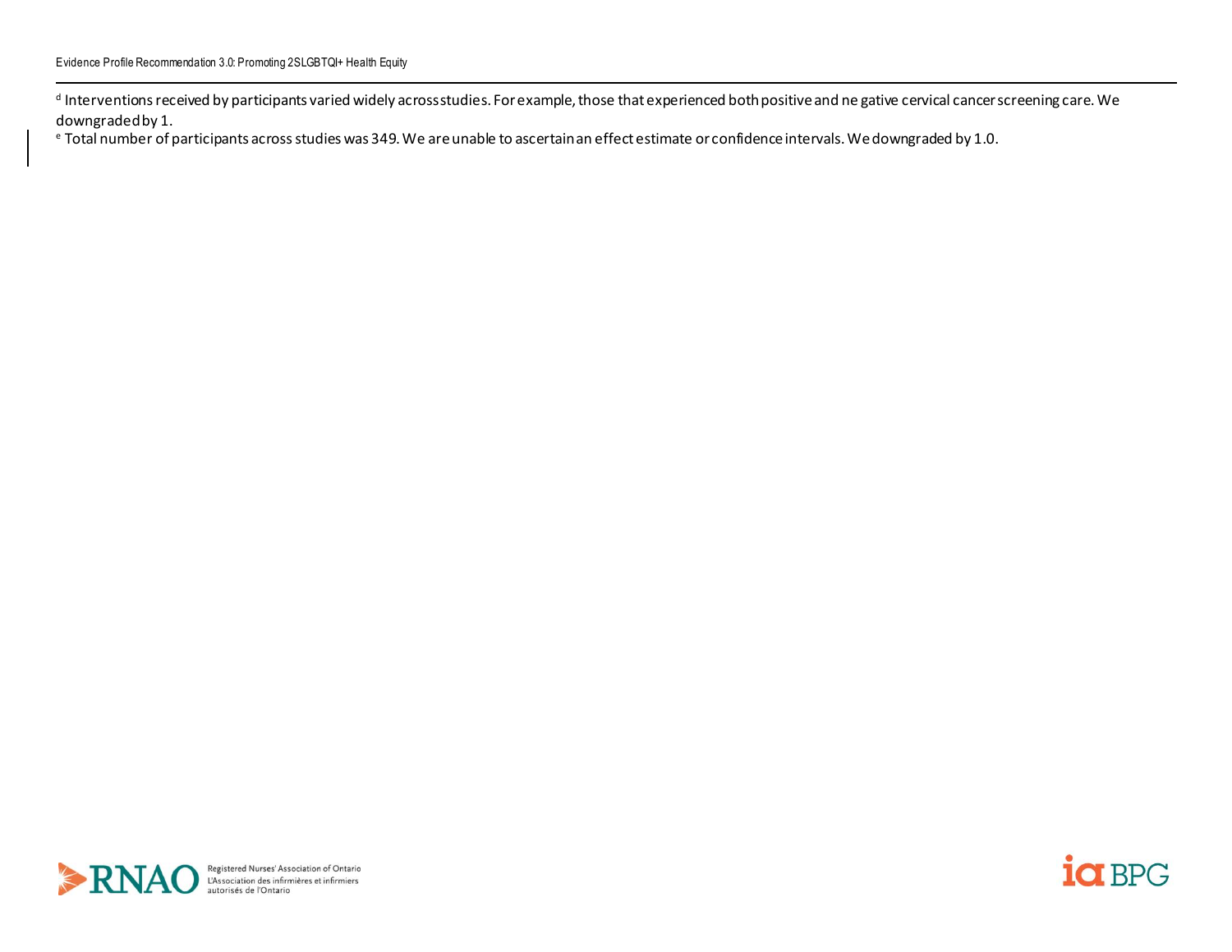[d] Interventions received by participants varied widely across studies. For example, those that experienced both positive and negative cervical cancer screening care. We downgraded by 1.

[e] Total number of participants across studies was 349. We are unable to ascertain an effect estimate or confidence intervals. We downgraded by 1.0.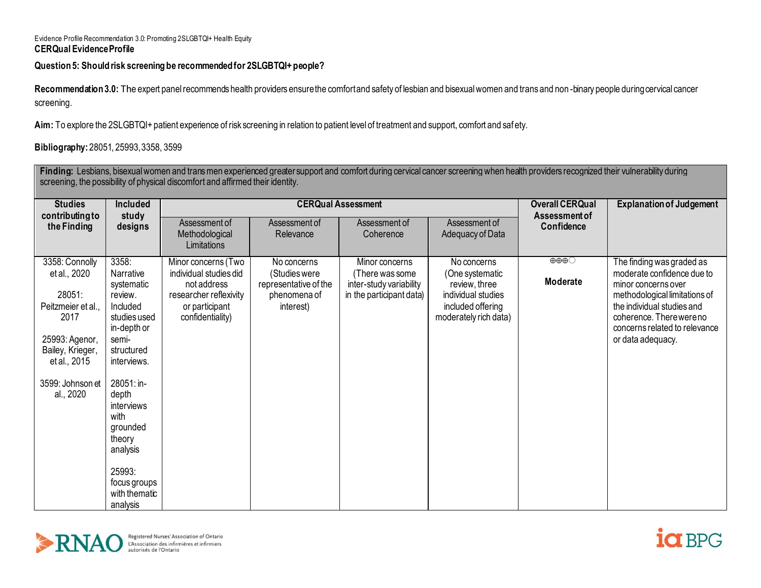**CERQual Evidence Profile**

**Question 5: Should risk screening be recommended for 2SLGBTQI+ people?**

**Recommendation 3.0:** The expert panel recommends health providers ensure the comfort and safety of lesbian and bisexual women and trans and non-binary people during cervical cancer screening.

**Aim:** To explore the 2SLGBTQI+ patient experience of risk screening in relation to patient level of treatment and support, comfort and safety.

**Bibliography:** 28051, 25993, 3358, 3599

**Finding:** Lesbians, bisexual women and trans men experienced greater support and comfort during cervical cancer screening when health providers recognized their vulnerability during screening, the possibility of physical discomfort and affirmed their identity.

| Studies contributing to the Finding | Included study designs | CERQual Assessment | | | | Overall CERQual Assessment of Confidence | Explanation of Judgement |
|---|---|---|---|---|---|---|---|
| | | Assessment of Methodological Limitations | Assessment of Relevance | Assessment of Coherence | Assessment of Adequacy of Data | | |
| 3358: Connolly et al., 2020<br><br>28051: Peitzmeier et al., 2017<br><br>25993: Agenor, Bailey, Krieger, et al., 2015<br><br>3599: Johnson et al., 2020 | 3358: Narrative systematic review. Included studies used in-depth or semi-structured interviews.<br><br>28051: in-depth interviews with grounded theory analysis<br><br>25993: focus groups with thematic analysis | Minor concerns (Two individual studies did not address researcher reflexivity or participant confidentiality) | No concerns (Studies were representative of the phenomena of interest) | Minor concerns (There was some inter-study variability in the participant data) | No concerns (One systematic review, three individual studies included offering moderately rich data) | ⊕⊕⊕◯<br><br>**Moderate** | The finding was graded as moderate confidence due to minor concerns over methodological limitations of the individual studies and coherence. There were no concerns related to relevance or data adequacy. |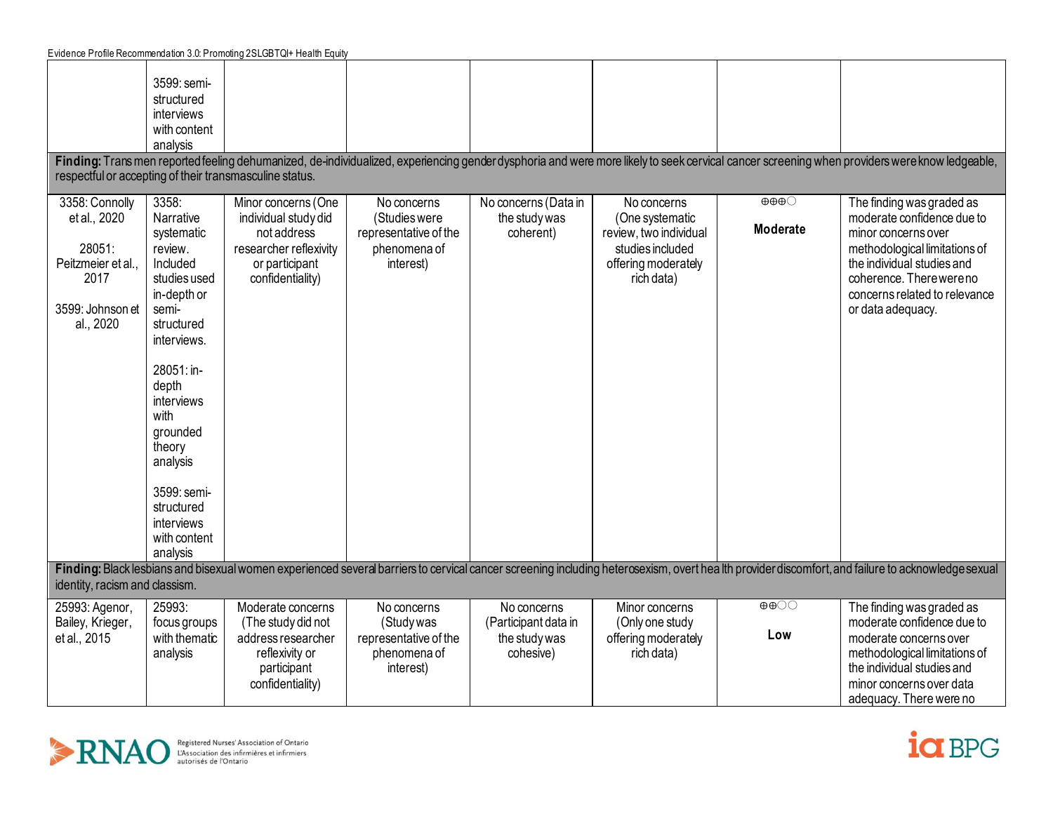| | | | | | | | |
|---|---|---|---|---|---|---|---|
| | 3599: semi-structured interviews with content analysis | | | | | | |
| **Finding:** Trans men reported feeling dehumanized, de-individualized, experiencing gender dysphoria and were more likely to seek cervical cancer screening when providers were know ledgeable, respectful or accepting of their transmasculine status. | | | | | | | |
| 3358: Connolly et al., 2020<br><br>28051: Peitzmeier et al., 2017<br><br>3599: Johnson et al., 2020 | 3358: Narrative systematic review. Included studies used in-depth or semi-structured interviews.<br><br>28051: in-depth interviews with grounded theory analysis<br><br>3599: semi-structured interviews with content analysis | Minor concerns (One individual study did not address researcher reflexivity or participant confidentiality) | No concerns (Studies were representative of the phenomena of interest) | No concerns (Data in the study was coherent) | No concerns (One systematic review, two individual studies included offering moderately rich data) | ⊕⊕⊕◯<br><br>**Moderate** | The finding was graded as moderate confidence due to minor concerns over methodological limitations of the individual studies and coherence. There were no concerns related to relevance or data adequacy. |
| **Finding:** Black lesbians and bisexual women experienced several barriers to cervical cancer screening including heterosexism, overt health provider discomfort, and failure to acknowledge sexual identity, racism and classism. | | | | | | | |
| 25993: Agenor, Bailey, Krieger, et al., 2015 | 25993: focus groups with thematic analysis | Moderate concerns (The study did not address researcher reflexivity or participant confidentiality) | No concerns (Study was representative of the phenomena of interest) | No concerns (Participant data in the study was cohesive) | Minor concerns (Only one study offering moderately rich data) | ⊕⊕◯◯<br><br>**Low** | The finding was graded as moderate confidence due to moderate concerns over methodological limitations of the individual studies and minor concerns over data adequacy. There were no |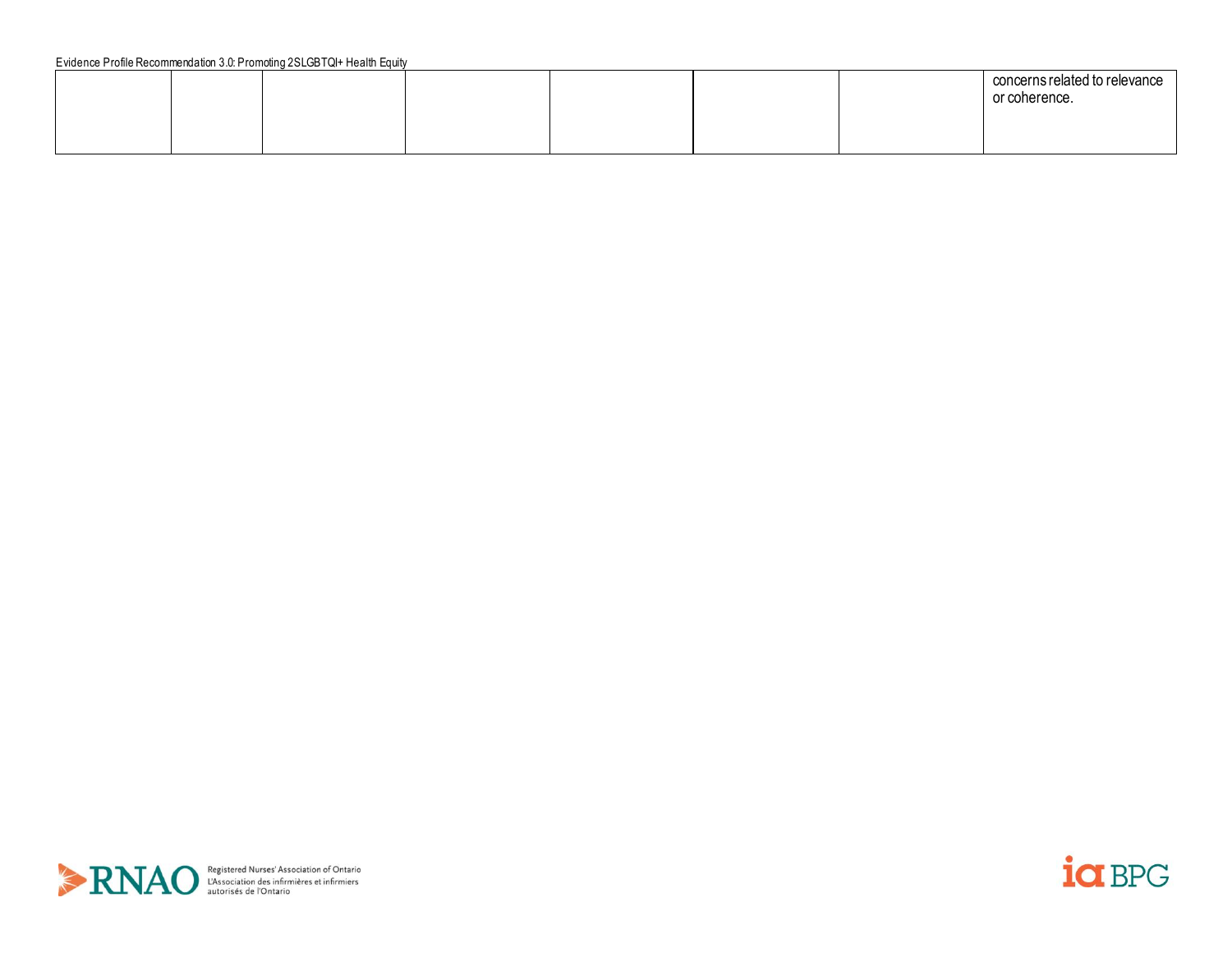| | | | | | | | |
|---|---|---|---|---|---|---|---|
| | | | | | | | concerns related to relevance or coherence. |